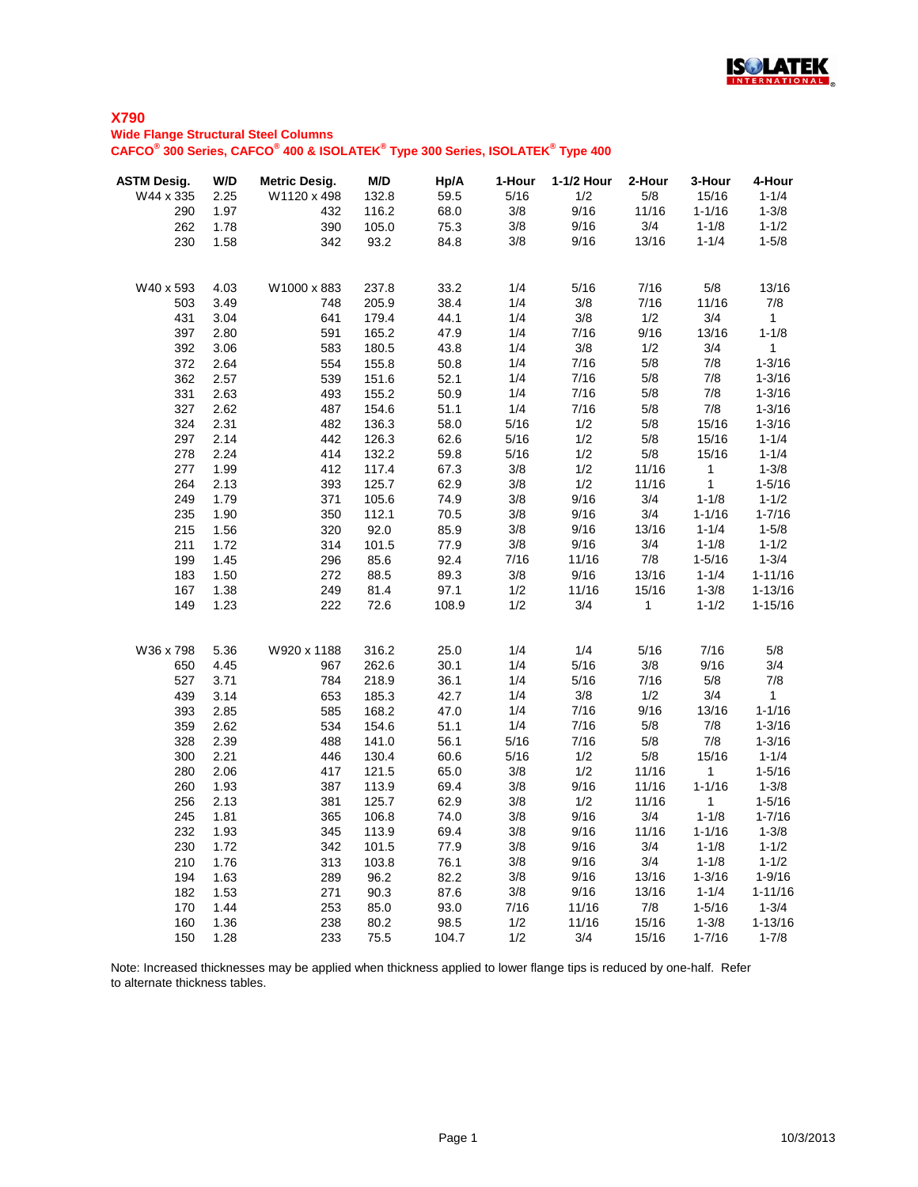# X790

## Wide Flange Structural Steel Columns

### CAFCO® 300 Series, CAFCO® 400 & ISOLATEK® Type 300 Series, ISOLATEK® Type 400

| ASTM Desig. | W/D | Metric Desig. | M/D | Hp/A | 1-Hour | 1-1/2 Hour | 2-Hour | 3-Hour | 4-Hour |
|---|---|---|---|---|---|---|---|---|---|
| W44 x 335 | 2.25 | W1120 x 498 | 132.8 | 59.5 | 5/16 | 1/2 | 5/8 | 15/16 | 1-1/4 |
| 290 | 1.97 | 432 | 116.2 | 68.0 | 3/8 | 9/16 | 11/16 | 1-1/16 | 1-3/8 |
| 262 | 1.78 | 390 | 105.0 | 75.3 | 3/8 | 9/16 | 3/4 | 1-1/8 | 1-1/2 |
| 230 | 1.58 | 342 | 93.2 | 84.8 | 3/8 | 9/16 | 13/16 | 1-1/4 | 1-5/8 |
| | | | | | | | | | |
| W40 x 593 | 4.03 | W1000 x 883 | 237.8 | 33.2 | 1/4 | 5/16 | 7/16 | 5/8 | 13/16 |
| 503 | 3.49 | 748 | 205.9 | 38.4 | 1/4 | 3/8 | 7/16 | 11/16 | 7/8 |
| 431 | 3.04 | 641 | 179.4 | 44.1 | 1/4 | 3/8 | 1/2 | 3/4 | 1 |
| 397 | 2.80 | 591 | 165.2 | 47.9 | 1/4 | 7/16 | 9/16 | 13/16 | 1-1/8 |
| 392 | 3.06 | 583 | 180.5 | 43.8 | 1/4 | 3/8 | 1/2 | 3/4 | 1 |
| 372 | 2.64 | 554 | 155.8 | 50.8 | 1/4 | 7/16 | 5/8 | 7/8 | 1-3/16 |
| 362 | 2.57 | 539 | 151.6 | 52.1 | 1/4 | 7/16 | 5/8 | 7/8 | 1-3/16 |
| 331 | 2.63 | 493 | 155.2 | 50.9 | 1/4 | 7/16 | 5/8 | 7/8 | 1-3/16 |
| 327 | 2.62 | 487 | 154.6 | 51.1 | 1/4 | 7/16 | 5/8 | 7/8 | 1-3/16 |
| 324 | 2.31 | 482 | 136.3 | 58.0 | 5/16 | 1/2 | 5/8 | 15/16 | 1-3/16 |
| 297 | 2.14 | 442 | 126.3 | 62.6 | 5/16 | 1/2 | 5/8 | 15/16 | 1-1/4 |
| 278 | 2.24 | 414 | 132.2 | 59.8 | 5/16 | 1/2 | 5/8 | 15/16 | 1-1/4 |
| 277 | 1.99 | 412 | 117.4 | 67.3 | 3/8 | 1/2 | 11/16 | 1 | 1-3/8 |
| 264 | 2.13 | 393 | 125.7 | 62.9 | 3/8 | 1/2 | 11/16 | 1 | 1-5/16 |
| 249 | 1.79 | 371 | 105.6 | 74.9 | 3/8 | 9/16 | 3/4 | 1-1/8 | 1-1/2 |
| 235 | 1.90 | 350 | 112.1 | 70.5 | 3/8 | 9/16 | 3/4 | 1-1/16 | 1-7/16 |
| 215 | 1.56 | 320 | 92.0 | 85.9 | 3/8 | 9/16 | 13/16 | 1-1/4 | 1-5/8 |
| 211 | 1.72 | 314 | 101.5 | 77.9 | 3/8 | 9/16 | 3/4 | 1-1/8 | 1-1/2 |
| 199 | 1.45 | 296 | 85.6 | 92.4 | 7/16 | 11/16 | 7/8 | 1-5/16 | 1-3/4 |
| 183 | 1.50 | 272 | 88.5 | 89.3 | 3/8 | 9/16 | 13/16 | 1-1/4 | 1-11/16 |
| 167 | 1.38 | 249 | 81.4 | 97.1 | 1/2 | 11/16 | 15/16 | 1-3/8 | 1-13/16 |
| 149 | 1.23 | 222 | 72.6 | 108.9 | 1/2 | 3/4 | 1 | 1-1/2 | 1-15/16 |
| | | | | | | | | | |
| W36 x 798 | 5.36 | W920 x 1188 | 316.2 | 25.0 | 1/4 | 1/4 | 5/16 | 7/16 | 5/8 |
| 650 | 4.45 | 967 | 262.6 | 30.1 | 1/4 | 5/16 | 3/8 | 9/16 | 3/4 |
| 527 | 3.71 | 784 | 218.9 | 36.1 | 1/4 | 5/16 | 7/16 | 5/8 | 7/8 |
| 439 | 3.14 | 653 | 185.3 | 42.7 | 1/4 | 3/8 | 1/2 | 3/4 | 1 |
| 393 | 2.85 | 585 | 168.2 | 47.0 | 1/4 | 7/16 | 9/16 | 13/16 | 1-1/16 |
| 359 | 2.62 | 534 | 154.6 | 51.1 | 1/4 | 7/16 | 5/8 | 7/8 | 1-3/16 |
| 328 | 2.39 | 488 | 141.0 | 56.1 | 5/16 | 7/16 | 5/8 | 7/8 | 1-3/16 |
| 300 | 2.21 | 446 | 130.4 | 60.6 | 5/16 | 1/2 | 5/8 | 15/16 | 1-1/4 |
| 280 | 2.06 | 417 | 121.5 | 65.0 | 3/8 | 1/2 | 11/16 | 1 | 1-5/16 |
| 260 | 1.93 | 387 | 113.9 | 69.4 | 3/8 | 9/16 | 11/16 | 1-1/16 | 1-3/8 |
| 256 | 2.13 | 381 | 125.7 | 62.9 | 3/8 | 1/2 | 11/16 | 1 | 1-5/16 |
| 245 | 1.81 | 365 | 106.8 | 74.0 | 3/8 | 9/16 | 3/4 | 1-1/8 | 1-7/16 |
| 232 | 1.93 | 345 | 113.9 | 69.4 | 3/8 | 9/16 | 11/16 | 1-1/16 | 1-3/8 |
| 230 | 1.72 | 342 | 101.5 | 77.9 | 3/8 | 9/16 | 3/4 | 1-1/8 | 1-1/2 |
| 210 | 1.76 | 313 | 103.8 | 76.1 | 3/8 | 9/16 | 3/4 | 1-1/8 | 1-1/2 |
| 194 | 1.63 | 289 | 96.2 | 82.2 | 3/8 | 9/16 | 13/16 | 1-3/16 | 1-9/16 |
| 182 | 1.53 | 271 | 90.3 | 87.6 | 3/8 | 9/16 | 13/16 | 1-1/4 | 1-11/16 |
| 170 | 1.44 | 253 | 85.0 | 93.0 | 7/16 | 11/16 | 7/8 | 1-5/16 | 1-3/4 |
| 160 | 1.36 | 238 | 80.2 | 98.5 | 1/2 | 11/16 | 15/16 | 1-3/8 | 1-13/16 |
| 150 | 1.28 | 233 | 75.5 | 104.7 | 1/2 | 3/4 | 15/16 | 1-7/16 | 1-7/8 |

Note: Increased thicknesses may be applied when thickness applied to lower flange tips is reduced by one-half. Refer to alternate thickness tables.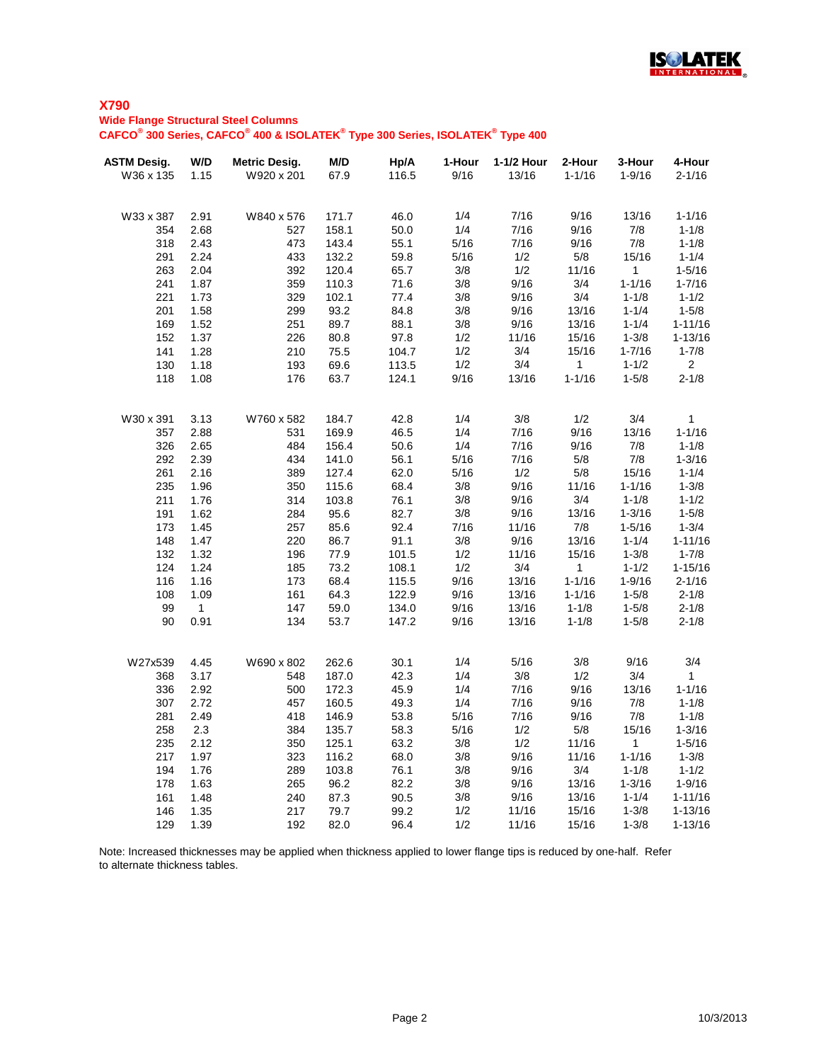## X790

### Wide Flange Structural Steel Columns

### CAFCO® 300 Series, CAFCO® 400 & ISOLATEK® Type 300 Series, ISOLATEK® Type 400

| ASTM Desig. | W/D | Metric Desig. | M/D | Hp/A | 1-Hour | 1-1/2 Hour | 2-Hour | 3-Hour | 4-Hour |
|---|---|---|---|---|---|---|---|---|---|
| W36 x 135 | 1.15 | W920 x 201 | 67.9 | 116.5 | 9/16 | 13/16 | 1-1/16 | 1-9/16 | 2-1/16 |
| | | | | | | | | | |
| W33 x 387 | 2.91 | W840 x 576 | 171.7 | 46.0 | 1/4 | 7/16 | 9/16 | 13/16 | 1-1/16 |
| 354 | 2.68 | 527 | 158.1 | 50.0 | 1/4 | 7/16 | 9/16 | 7/8 | 1-1/8 |
| 318 | 2.43 | 473 | 143.4 | 55.1 | 5/16 | 7/16 | 9/16 | 7/8 | 1-1/8 |
| 291 | 2.24 | 433 | 132.2 | 59.8 | 5/16 | 1/2 | 5/8 | 15/16 | 1-1/4 |
| 263 | 2.04 | 392 | 120.4 | 65.7 | 3/8 | 1/2 | 11/16 | 1 | 1-5/16 |
| 241 | 1.87 | 359 | 110.3 | 71.6 | 3/8 | 9/16 | 3/4 | 1-1/16 | 1-7/16 |
| 221 | 1.73 | 329 | 102.1 | 77.4 | 3/8 | 9/16 | 3/4 | 1-1/8 | 1-1/2 |
| 201 | 1.58 | 299 | 93.2 | 84.8 | 3/8 | 9/16 | 13/16 | 1-1/4 | 1-5/8 |
| 169 | 1.52 | 251 | 89.7 | 88.1 | 3/8 | 9/16 | 13/16 | 1-1/4 | 1-11/16 |
| 152 | 1.37 | 226 | 80.8 | 97.8 | 1/2 | 11/16 | 15/16 | 1-3/8 | 1-13/16 |
| 141 | 1.28 | 210 | 75.5 | 104.7 | 1/2 | 3/4 | 15/16 | 1-7/16 | 1-7/8 |
| 130 | 1.18 | 193 | 69.6 | 113.5 | 1/2 | 3/4 | 1 | 1-1/2 | 2 |
| 118 | 1.08 | 176 | 63.7 | 124.1 | 9/16 | 13/16 | 1-1/16 | 1-5/8 | 2-1/8 |
| | | | | | | | | | |
| W30 x 391 | 3.13 | W760 x 582 | 184.7 | 42.8 | 1/4 | 3/8 | 1/2 | 3/4 | 1 |
| 357 | 2.88 | 531 | 169.9 | 46.5 | 1/4 | 7/16 | 9/16 | 13/16 | 1-1/16 |
| 326 | 2.65 | 484 | 156.4 | 50.6 | 1/4 | 7/16 | 9/16 | 7/8 | 1-1/8 |
| 292 | 2.39 | 434 | 141.0 | 56.1 | 5/16 | 7/16 | 5/8 | 7/8 | 1-3/16 |
| 261 | 2.16 | 389 | 127.4 | 62.0 | 5/16 | 1/2 | 5/8 | 15/16 | 1-1/4 |
| 235 | 1.96 | 350 | 115.6 | 68.4 | 3/8 | 9/16 | 11/16 | 1-1/16 | 1-3/8 |
| 211 | 1.76 | 314 | 103.8 | 76.1 | 3/8 | 9/16 | 3/4 | 1-1/8 | 1-1/2 |
| 191 | 1.62 | 284 | 95.6 | 82.7 | 3/8 | 9/16 | 13/16 | 1-3/16 | 1-5/8 |
| 173 | 1.45 | 257 | 85.6 | 92.4 | 7/16 | 11/16 | 7/8 | 1-5/16 | 1-3/4 |
| 148 | 1.47 | 220 | 86.7 | 91.1 | 3/8 | 9/16 | 13/16 | 1-1/4 | 1-11/16 |
| 132 | 1.32 | 196 | 77.9 | 101.5 | 1/2 | 11/16 | 15/16 | 1-3/8 | 1-7/8 |
| 124 | 1.24 | 185 | 73.2 | 108.1 | 1/2 | 3/4 | 1 | 1-1/2 | 1-15/16 |
| 116 | 1.16 | 173 | 68.4 | 115.5 | 9/16 | 13/16 | 1-1/16 | 1-9/16 | 2-1/16 |
| 108 | 1.09 | 161 | 64.3 | 122.9 | 9/16 | 13/16 | 1-1/16 | 1-5/8 | 2-1/8 |
| 99 | 1 | 147 | 59.0 | 134.0 | 9/16 | 13/16 | 1-1/8 | 1-5/8 | 2-1/8 |
| 90 | 0.91 | 134 | 53.7 | 147.2 | 9/16 | 13/16 | 1-1/8 | 1-5/8 | 2-1/8 |
| | | | | | | | | | |
| W27x539 | 4.45 | W690 x 802 | 262.6 | 30.1 | 1/4 | 5/16 | 3/8 | 9/16 | 3/4 |
| 368 | 3.17 | 548 | 187.0 | 42.3 | 1/4 | 3/8 | 1/2 | 3/4 | 1 |
| 336 | 2.92 | 500 | 172.3 | 45.9 | 1/4 | 7/16 | 9/16 | 13/16 | 1-1/16 |
| 307 | 2.72 | 457 | 160.5 | 49.3 | 1/4 | 7/16 | 9/16 | 7/8 | 1-1/8 |
| 281 | 2.49 | 418 | 146.9 | 53.8 | 5/16 | 7/16 | 9/16 | 7/8 | 1-1/8 |
| 258 | 2.3 | 384 | 135.7 | 58.3 | 5/16 | 1/2 | 5/8 | 15/16 | 1-3/16 |
| 235 | 2.12 | 350 | 125.1 | 63.2 | 3/8 | 1/2 | 11/16 | 1 | 1-5/16 |
| 217 | 1.97 | 323 | 116.2 | 68.0 | 3/8 | 9/16 | 11/16 | 1-1/16 | 1-3/8 |
| 194 | 1.76 | 289 | 103.8 | 76.1 | 3/8 | 9/16 | 3/4 | 1-1/8 | 1-1/2 |
| 178 | 1.63 | 265 | 96.2 | 82.2 | 3/8 | 9/16 | 13/16 | 1-3/16 | 1-9/16 |
| 161 | 1.48 | 240 | 87.3 | 90.5 | 3/8 | 9/16 | 13/16 | 1-1/4 | 1-11/16 |
| 146 | 1.35 | 217 | 79.7 | 99.2 | 1/2 | 11/16 | 15/16 | 1-3/8 | 1-13/16 |
| 129 | 1.39 | 192 | 82.0 | 96.4 | 1/2 | 11/16 | 15/16 | 1-3/8 | 1-13/16 |

Note: Increased thicknesses may be applied when thickness applied to lower flange tips is reduced by one-half. Refer to alternate thickness tables.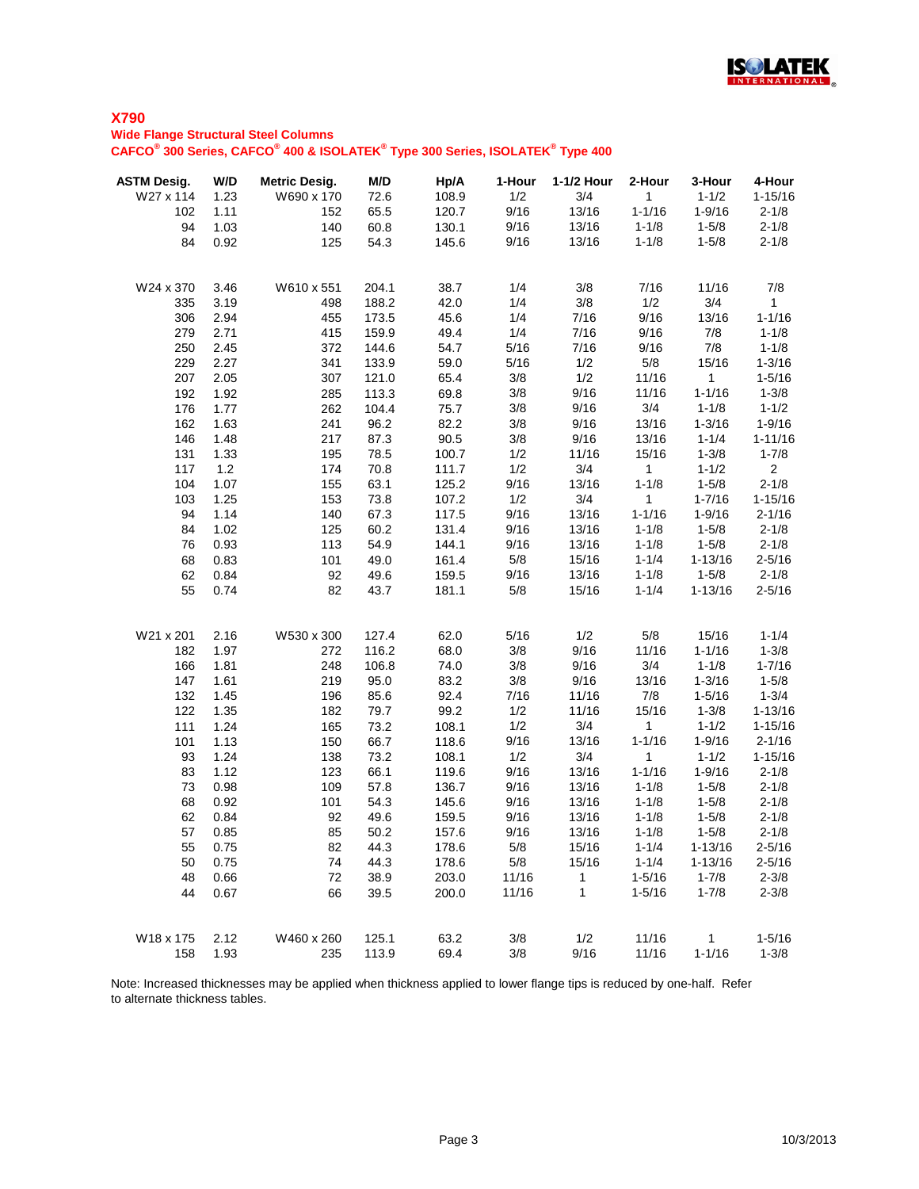# X790

## Wide Flange Structural Steel Columns

### CAFCO® 300 Series, CAFCO® 400 & ISOLATEK® Type 300 Series, ISOLATEK® Type 400

| ASTM Desig. | W/D | Metric Desig. | M/D | Hp/A | 1-Hour | 1-1/2 Hour | 2-Hour | 3-Hour | 4-Hour |
|---|---|---|---|---|---|---|---|---|---|
| W27 x 114 | 1.23 | W690 x 170 | 72.6 | 108.9 | 1/2 | 3/4 | 1 | 1-1/2 | 1-15/16 |
| 102 | 1.11 | 152 | 65.5 | 120.7 | 9/16 | 13/16 | 1-1/16 | 1-9/16 | 2-1/8 |
| 94 | 1.03 | 140 | 60.8 | 130.1 | 9/16 | 13/16 | 1-1/8 | 1-5/8 | 2-1/8 |
| 84 | 0.92 | 125 | 54.3 | 145.6 | 9/16 | 13/16 | 1-1/8 | 1-5/8 | 2-1/8 |
| | | | | | | | | | |
| W24 x 370 | 3.46 | W610 x 551 | 204.1 | 38.7 | 1/4 | 3/8 | 7/16 | 11/16 | 7/8 |
| 335 | 3.19 | 498 | 188.2 | 42.0 | 1/4 | 3/8 | 1/2 | 3/4 | 1 |
| 306 | 2.94 | 455 | 173.5 | 45.6 | 1/4 | 7/16 | 9/16 | 13/16 | 1-1/16 |
| 279 | 2.71 | 415 | 159.9 | 49.4 | 1/4 | 7/16 | 9/16 | 7/8 | 1-1/8 |
| 250 | 2.45 | 372 | 144.6 | 54.7 | 5/16 | 7/16 | 9/16 | 7/8 | 1-1/8 |
| 229 | 2.27 | 341 | 133.9 | 59.0 | 5/16 | 1/2 | 5/8 | 15/16 | 1-3/16 |
| 207 | 2.05 | 307 | 121.0 | 65.4 | 3/8 | 1/2 | 11/16 | 1 | 1-5/16 |
| 192 | 1.92 | 285 | 113.3 | 69.8 | 3/8 | 9/16 | 11/16 | 1-1/16 | 1-3/8 |
| 176 | 1.77 | 262 | 104.4 | 75.7 | 3/8 | 9/16 | 3/4 | 1-1/8 | 1-1/2 |
| 162 | 1.63 | 241 | 96.2 | 82.2 | 3/8 | 9/16 | 13/16 | 1-3/16 | 1-9/16 |
| 146 | 1.48 | 217 | 87.3 | 90.5 | 3/8 | 9/16 | 13/16 | 1-1/4 | 1-11/16 |
| 131 | 1.33 | 195 | 78.5 | 100.7 | 1/2 | 11/16 | 15/16 | 1-3/8 | 1-7/8 |
| 117 | 1.2 | 174 | 70.8 | 111.7 | 1/2 | 3/4 | 1 | 1-1/2 | 2 |
| 104 | 1.07 | 155 | 63.1 | 125.2 | 9/16 | 13/16 | 1-1/8 | 1-5/8 | 2-1/8 |
| 103 | 1.25 | 153 | 73.8 | 107.2 | 1/2 | 3/4 | 1 | 1-7/16 | 1-15/16 |
| 94 | 1.14 | 140 | 67.3 | 117.5 | 9/16 | 13/16 | 1-1/16 | 1-9/16 | 2-1/16 |
| 84 | 1.02 | 125 | 60.2 | 131.4 | 9/16 | 13/16 | 1-1/8 | 1-5/8 | 2-1/8 |
| 76 | 0.93 | 113 | 54.9 | 144.1 | 9/16 | 13/16 | 1-1/8 | 1-5/8 | 2-1/8 |
| 68 | 0.83 | 101 | 49.0 | 161.4 | 5/8 | 15/16 | 1-1/4 | 1-13/16 | 2-5/16 |
| 62 | 0.84 | 92 | 49.6 | 159.5 | 9/16 | 13/16 | 1-1/8 | 1-5/8 | 2-1/8 |
| 55 | 0.74 | 82 | 43.7 | 181.1 | 5/8 | 15/16 | 1-1/4 | 1-13/16 | 2-5/16 |
| | | | | | | | | | |
| W21 x 201 | 2.16 | W530 x 300 | 127.4 | 62.0 | 5/16 | 1/2 | 5/8 | 15/16 | 1-1/4 |
| 182 | 1.97 | 272 | 116.2 | 68.0 | 3/8 | 9/16 | 11/16 | 1-1/16 | 1-3/8 |
| 166 | 1.81 | 248 | 106.8 | 74.0 | 3/8 | 9/16 | 3/4 | 1-1/8 | 1-7/16 |
| 147 | 1.61 | 219 | 95.0 | 83.2 | 3/8 | 9/16 | 13/16 | 1-3/16 | 1-5/8 |
| 132 | 1.45 | 196 | 85.6 | 92.4 | 7/16 | 11/16 | 7/8 | 1-5/16 | 1-3/4 |
| 122 | 1.35 | 182 | 79.7 | 99.2 | 1/2 | 11/16 | 15/16 | 1-3/8 | 1-13/16 |
| 111 | 1.24 | 165 | 73.2 | 108.1 | 1/2 | 3/4 | 1 | 1-1/2 | 1-15/16 |
| 101 | 1.13 | 150 | 66.7 | 118.6 | 9/16 | 13/16 | 1-1/16 | 1-9/16 | 2-1/16 |
| 93 | 1.24 | 138 | 73.2 | 108.1 | 1/2 | 3/4 | 1 | 1-1/2 | 1-15/16 |
| 83 | 1.12 | 123 | 66.1 | 119.6 | 9/16 | 13/16 | 1-1/16 | 1-9/16 | 2-1/8 |
| 73 | 0.98 | 109 | 57.8 | 136.7 | 9/16 | 13/16 | 1-1/8 | 1-5/8 | 2-1/8 |
| 68 | 0.92 | 101 | 54.3 | 145.6 | 9/16 | 13/16 | 1-1/8 | 1-5/8 | 2-1/8 |
| 62 | 0.84 | 92 | 49.6 | 159.5 | 9/16 | 13/16 | 1-1/8 | 1-5/8 | 2-1/8 |
| 57 | 0.85 | 85 | 50.2 | 157.6 | 9/16 | 13/16 | 1-1/8 | 1-5/8 | 2-1/8 |
| 55 | 0.75 | 82 | 44.3 | 178.6 | 5/8 | 15/16 | 1-1/4 | 1-13/16 | 2-5/16 |
| 50 | 0.75 | 74 | 44.3 | 178.6 | 5/8 | 15/16 | 1-1/4 | 1-13/16 | 2-5/16 |
| 48 | 0.66 | 72 | 38.9 | 203.0 | 11/16 | 1 | 1-5/16 | 1-7/8 | 2-3/8 |
| 44 | 0.67 | 66 | 39.5 | 200.0 | 11/16 | 1 | 1-5/16 | 1-7/8 | 2-3/8 |
| | | | | | | | | | |
| W18 x 175 | 2.12 | W460 x 260 | 125.1 | 63.2 | 3/8 | 1/2 | 11/16 | 1 | 1-5/16 |
| 158 | 1.93 | 235 | 113.9 | 69.4 | 3/8 | 9/16 | 11/16 | 1-1/16 | 1-3/8 |

Note: Increased thicknesses may be applied when thickness applied to lower flange tips is reduced by one-half. Refer to alternate thickness tables.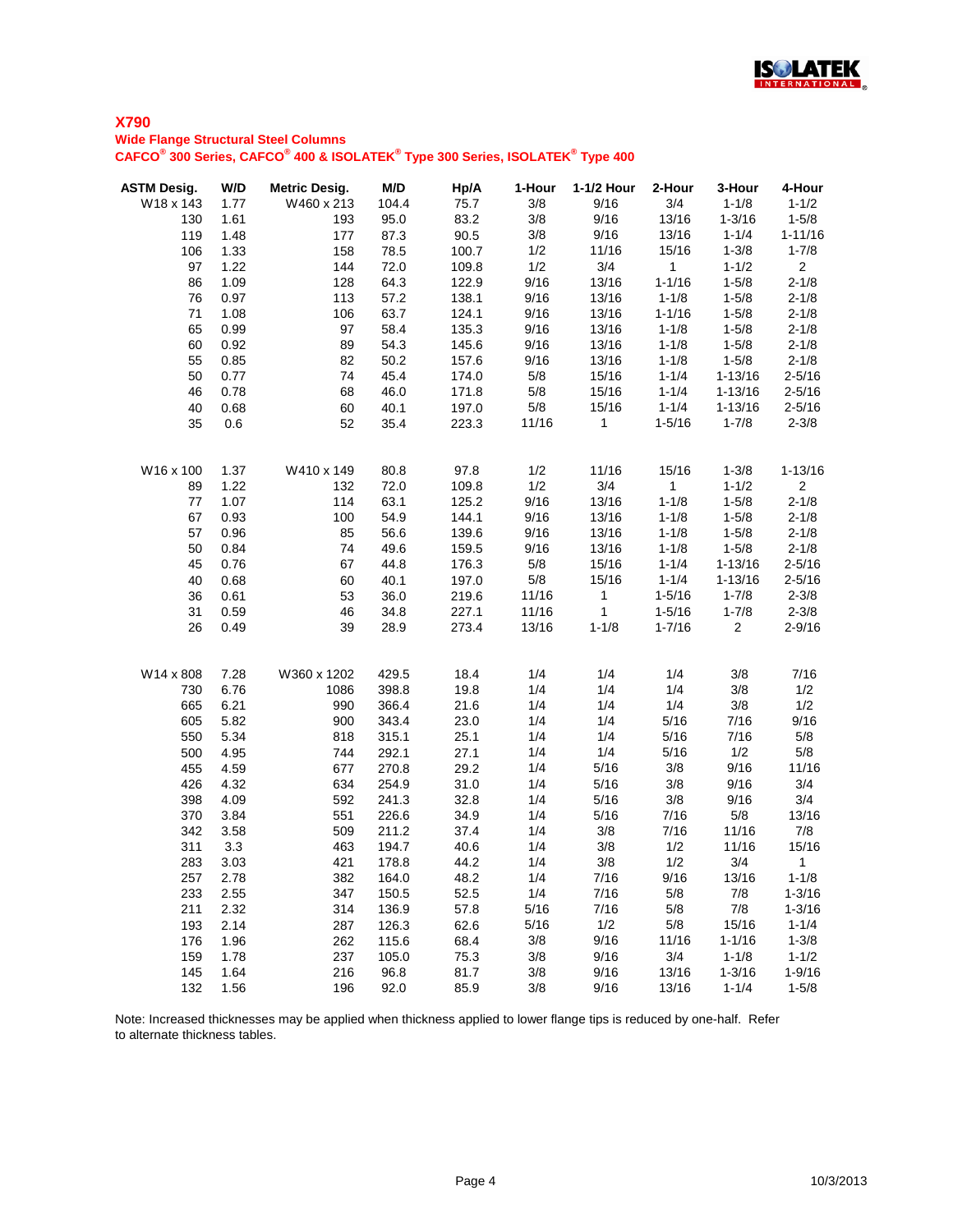## X790

### Wide Flange Structural Steel Columns

### CAFCO® 300 Series, CAFCO® 400 & ISOLATEK® Type 300 Series, ISOLATEK® Type 400

| ASTM Desig. | W/D | Metric Desig. | M/D | Hp/A | 1-Hour | 1-1/2 Hour | 2-Hour | 3-Hour | 4-Hour |
|---|---|---|---|---|---|---|---|---|---|
| W18 x 143 | 1.77 | W460 x 213 | 104.4 | 75.7 | 3/8 | 9/16 | 3/4 | 1-1/8 | 1-1/2 |
| 130 | 1.61 | 193 | 95.0 | 83.2 | 3/8 | 9/16 | 13/16 | 1-3/16 | 1-5/8 |
| 119 | 1.48 | 177 | 87.3 | 90.5 | 3/8 | 9/16 | 13/16 | 1-1/4 | 1-11/16 |
| 106 | 1.33 | 158 | 78.5 | 100.7 | 1/2 | 11/16 | 15/16 | 1-3/8 | 1-7/8 |
| 97 | 1.22 | 144 | 72.0 | 109.8 | 1/2 | 3/4 | 1 | 1-1/2 | 2 |
| 86 | 1.09 | 128 | 64.3 | 122.9 | 9/16 | 13/16 | 1-1/16 | 1-5/8 | 2-1/8 |
| 76 | 0.97 | 113 | 57.2 | 138.1 | 9/16 | 13/16 | 1-1/8 | 1-5/8 | 2-1/8 |
| 71 | 1.08 | 106 | 63.7 | 124.1 | 9/16 | 13/16 | 1-1/16 | 1-5/8 | 2-1/8 |
| 65 | 0.99 | 97 | 58.4 | 135.3 | 9/16 | 13/16 | 1-1/8 | 1-5/8 | 2-1/8 |
| 60 | 0.92 | 89 | 54.3 | 145.6 | 9/16 | 13/16 | 1-1/8 | 1-5/8 | 2-1/8 |
| 55 | 0.85 | 82 | 50.2 | 157.6 | 9/16 | 13/16 | 1-1/8 | 1-5/8 | 2-1/8 |
| 50 | 0.77 | 74 | 45.4 | 174.0 | 5/8 | 15/16 | 1-1/4 | 1-13/16 | 2-5/16 |
| 46 | 0.78 | 68 | 46.0 | 171.8 | 5/8 | 15/16 | 1-1/4 | 1-13/16 | 2-5/16 |
| 40 | 0.68 | 60 | 40.1 | 197.0 | 5/8 | 15/16 | 1-1/4 | 1-13/16 | 2-5/16 |
| 35 | 0.6 | 52 | 35.4 | 223.3 | 11/16 | 1 | 1-5/16 | 1-7/8 | 2-3/8 |
| | | | | | | | | | |
| W16 x 100 | 1.37 | W410 x 149 | 80.8 | 97.8 | 1/2 | 11/16 | 15/16 | 1-3/8 | 1-13/16 |
| 89 | 1.22 | 132 | 72.0 | 109.8 | 1/2 | 3/4 | 1 | 1-1/2 | 2 |
| 77 | 1.07 | 114 | 63.1 | 125.2 | 9/16 | 13/16 | 1-1/8 | 1-5/8 | 2-1/8 |
| 67 | 0.93 | 100 | 54.9 | 144.1 | 9/16 | 13/16 | 1-1/8 | 1-5/8 | 2-1/8 |
| 57 | 0.96 | 85 | 56.6 | 139.6 | 9/16 | 13/16 | 1-1/8 | 1-5/8 | 2-1/8 |
| 50 | 0.84 | 74 | 49.6 | 159.5 | 9/16 | 13/16 | 1-1/8 | 1-5/8 | 2-1/8 |
| 45 | 0.76 | 67 | 44.8 | 176.3 | 5/8 | 15/16 | 1-1/4 | 1-13/16 | 2-5/16 |
| 40 | 0.68 | 60 | 40.1 | 197.0 | 5/8 | 15/16 | 1-1/4 | 1-13/16 | 2-5/16 |
| 36 | 0.61 | 53 | 36.0 | 219.6 | 11/16 | 1 | 1-5/16 | 1-7/8 | 2-3/8 |
| 31 | 0.59 | 46 | 34.8 | 227.1 | 11/16 | 1 | 1-5/16 | 1-7/8 | 2-3/8 |
| 26 | 0.49 | 39 | 28.9 | 273.4 | 13/16 | 1-1/8 | 1-7/16 | 2 | 2-9/16 |
| | | | | | | | | | |
| W14 x 808 | 7.28 | W360 x 1202 | 429.5 | 18.4 | 1/4 | 1/4 | 1/4 | 3/8 | 7/16 |
| 730 | 6.76 | 1086 | 398.8 | 19.8 | 1/4 | 1/4 | 1/4 | 3/8 | 1/2 |
| 665 | 6.21 | 990 | 366.4 | 21.6 | 1/4 | 1/4 | 1/4 | 3/8 | 1/2 |
| 605 | 5.82 | 900 | 343.4 | 23.0 | 1/4 | 1/4 | 5/16 | 7/16 | 9/16 |
| 550 | 5.34 | 818 | 315.1 | 25.1 | 1/4 | 1/4 | 5/16 | 7/16 | 5/8 |
| 500 | 4.95 | 744 | 292.1 | 27.1 | 1/4 | 1/4 | 5/16 | 1/2 | 5/8 |
| 455 | 4.59 | 677 | 270.8 | 29.2 | 1/4 | 5/16 | 3/8 | 9/16 | 11/16 |
| 426 | 4.32 | 634 | 254.9 | 31.0 | 1/4 | 5/16 | 3/8 | 9/16 | 3/4 |
| 398 | 4.09 | 592 | 241.3 | 32.8 | 1/4 | 5/16 | 3/8 | 9/16 | 3/4 |
| 370 | 3.84 | 551 | 226.6 | 34.9 | 1/4 | 5/16 | 7/16 | 5/8 | 13/16 |
| 342 | 3.58 | 509 | 211.2 | 37.4 | 1/4 | 3/8 | 7/16 | 11/16 | 7/8 |
| 311 | 3.3 | 463 | 194.7 | 40.6 | 1/4 | 3/8 | 1/2 | 11/16 | 15/16 |
| 283 | 3.03 | 421 | 178.8 | 44.2 | 1/4 | 3/8 | 1/2 | 3/4 | 1 |
| 257 | 2.78 | 382 | 164.0 | 48.2 | 1/4 | 7/16 | 9/16 | 13/16 | 1-1/8 |
| 233 | 2.55 | 347 | 150.5 | 52.5 | 1/4 | 7/16 | 5/8 | 7/8 | 1-3/16 |
| 211 | 2.32 | 314 | 136.9 | 57.8 | 5/16 | 7/16 | 5/8 | 7/8 | 1-3/16 |
| 193 | 2.14 | 287 | 126.3 | 62.6 | 5/16 | 1/2 | 5/8 | 15/16 | 1-1/4 |
| 176 | 1.96 | 262 | 115.6 | 68.4 | 3/8 | 9/16 | 11/16 | 1-1/16 | 1-3/8 |
| 159 | 1.78 | 237 | 105.0 | 75.3 | 3/8 | 9/16 | 3/4 | 1-1/8 | 1-1/2 |
| 145 | 1.64 | 216 | 96.8 | 81.7 | 3/8 | 9/16 | 13/16 | 1-3/16 | 1-9/16 |
| 132 | 1.56 | 196 | 92.0 | 85.9 | 3/8 | 9/16 | 13/16 | 1-1/4 | 1-5/8 |

Note: Increased thicknesses may be applied when thickness applied to lower flange tips is reduced by one-half. Refer to alternate thickness tables.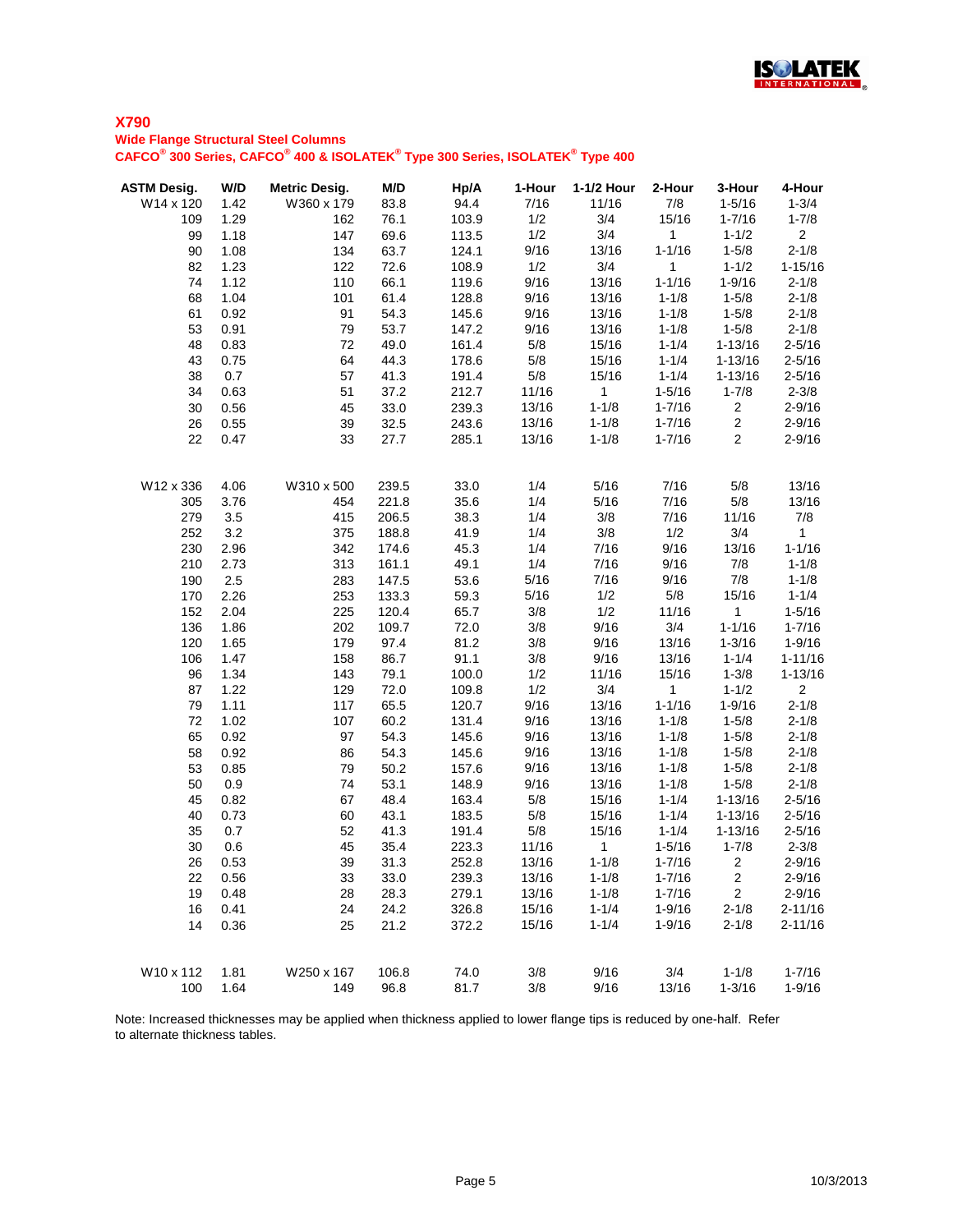**X790**

**Wide Flange Structural Steel Columns**

**CAFCO® 300 Series, CAFCO® 400 & ISOLATEK® Type 300 Series, ISOLATEK® Type 400**

| ASTM Desig. | W/D | Metric Desig. | M/D | Hp/A | 1-Hour | 1-1/2 Hour | 2-Hour | 3-Hour | 4-Hour |
|---|---|---|---|---|---|---|---|---|---|
| W14 x 120 | 1.42 | W360 x 179 | 83.8 | 94.4 | 7/16 | 11/16 | 7/8 | 1-5/16 | 1-3/4 |
| 109 | 1.29 | 162 | 76.1 | 103.9 | 1/2 | 3/4 | 15/16 | 1-7/16 | 1-7/8 |
| 99 | 1.18 | 147 | 69.6 | 113.5 | 1/2 | 3/4 | 1 | 1-1/2 | 2 |
| 90 | 1.08 | 134 | 63.7 | 124.1 | 9/16 | 13/16 | 1-1/16 | 1-5/8 | 2-1/8 |
| 82 | 1.23 | 122 | 72.6 | 108.9 | 1/2 | 3/4 | 1 | 1-1/2 | 1-15/16 |
| 74 | 1.12 | 110 | 66.1 | 119.6 | 9/16 | 13/16 | 1-1/16 | 1-9/16 | 2-1/8 |
| 68 | 1.04 | 101 | 61.4 | 128.8 | 9/16 | 13/16 | 1-1/8 | 1-5/8 | 2-1/8 |
| 61 | 0.92 | 91 | 54.3 | 145.6 | 9/16 | 13/16 | 1-1/8 | 1-5/8 | 2-1/8 |
| 53 | 0.91 | 79 | 53.7 | 147.2 | 9/16 | 13/16 | 1-1/8 | 1-5/8 | 2-1/8 |
| 48 | 0.83 | 72 | 49.0 | 161.4 | 5/8 | 15/16 | 1-1/4 | 1-13/16 | 2-5/16 |
| 43 | 0.75 | 64 | 44.3 | 178.6 | 5/8 | 15/16 | 1-1/4 | 1-13/16 | 2-5/16 |
| 38 | 0.7 | 57 | 41.3 | 191.4 | 5/8 | 15/16 | 1-1/4 | 1-13/16 | 2-5/16 |
| 34 | 0.63 | 51 | 37.2 | 212.7 | 11/16 | 1 | 1-5/16 | 1-7/8 | 2-3/8 |
| 30 | 0.56 | 45 | 33.0 | 239.3 | 13/16 | 1-1/8 | 1-7/16 | 2 | 2-9/16 |
| 26 | 0.55 | 39 | 32.5 | 243.6 | 13/16 | 1-1/8 | 1-7/16 | 2 | 2-9/16 |
| 22 | 0.47 | 33 | 27.7 | 285.1 | 13/16 | 1-1/8 | 1-7/16 | 2 | 2-9/16 |
| | | | | | | | | | |
| W12 x 336 | 4.06 | W310 x 500 | 239.5 | 33.0 | 1/4 | 5/16 | 7/16 | 5/8 | 13/16 |
| 305 | 3.76 | 454 | 221.8 | 35.6 | 1/4 | 5/16 | 7/16 | 5/8 | 13/16 |
| 279 | 3.5 | 415 | 206.5 | 38.3 | 1/4 | 3/8 | 7/16 | 11/16 | 7/8 |
| 252 | 3.2 | 375 | 188.8 | 41.9 | 1/4 | 3/8 | 1/2 | 3/4 | 1 |
| 230 | 2.96 | 342 | 174.6 | 45.3 | 1/4 | 7/16 | 9/16 | 13/16 | 1-1/16 |
| 210 | 2.73 | 313 | 161.1 | 49.1 | 1/4 | 7/16 | 9/16 | 7/8 | 1-1/8 |
| 190 | 2.5 | 283 | 147.5 | 53.6 | 5/16 | 7/16 | 9/16 | 7/8 | 1-1/8 |
| 170 | 2.26 | 253 | 133.3 | 59.3 | 5/16 | 1/2 | 5/8 | 15/16 | 1-1/4 |
| 152 | 2.04 | 225 | 120.4 | 65.7 | 3/8 | 1/2 | 11/16 | 1 | 1-5/16 |
| 136 | 1.86 | 202 | 109.7 | 72.0 | 3/8 | 9/16 | 3/4 | 1-1/16 | 1-7/16 |
| 120 | 1.65 | 179 | 97.4 | 81.2 | 3/8 | 9/16 | 13/16 | 1-3/16 | 1-9/16 |
| 106 | 1.47 | 158 | 86.7 | 91.1 | 3/8 | 9/16 | 13/16 | 1-1/4 | 1-11/16 |
| 96 | 1.34 | 143 | 79.1 | 100.0 | 1/2 | 11/16 | 15/16 | 1-3/8 | 1-13/16 |
| 87 | 1.22 | 129 | 72.0 | 109.8 | 1/2 | 3/4 | 1 | 1-1/2 | 2 |
| 79 | 1.11 | 117 | 65.5 | 120.7 | 9/16 | 13/16 | 1-1/16 | 1-9/16 | 2-1/8 |
| 72 | 1.02 | 107 | 60.2 | 131.4 | 9/16 | 13/16 | 1-1/8 | 1-5/8 | 2-1/8 |
| 65 | 0.92 | 97 | 54.3 | 145.6 | 9/16 | 13/16 | 1-1/8 | 1-5/8 | 2-1/8 |
| 58 | 0.92 | 86 | 54.3 | 145.6 | 9/16 | 13/16 | 1-1/8 | 1-5/8 | 2-1/8 |
| 53 | 0.85 | 79 | 50.2 | 157.6 | 9/16 | 13/16 | 1-1/8 | 1-5/8 | 2-1/8 |
| 50 | 0.9 | 74 | 53.1 | 148.9 | 9/16 | 13/16 | 1-1/8 | 1-5/8 | 2-1/8 |
| 45 | 0.82 | 67 | 48.4 | 163.4 | 5/8 | 15/16 | 1-1/4 | 1-13/16 | 2-5/16 |
| 40 | 0.73 | 60 | 43.1 | 183.5 | 5/8 | 15/16 | 1-1/4 | 1-13/16 | 2-5/16 |
| 35 | 0.7 | 52 | 41.3 | 191.4 | 5/8 | 15/16 | 1-1/4 | 1-13/16 | 2-5/16 |
| 30 | 0.6 | 45 | 35.4 | 223.3 | 11/16 | 1 | 1-5/16 | 1-7/8 | 2-3/8 |
| 26 | 0.53 | 39 | 31.3 | 252.8 | 13/16 | 1-1/8 | 1-7/16 | 2 | 2-9/16 |
| 22 | 0.56 | 33 | 33.0 | 239.3 | 13/16 | 1-1/8 | 1-7/16 | 2 | 2-9/16 |
| 19 | 0.48 | 28 | 28.3 | 279.1 | 13/16 | 1-1/8 | 1-7/16 | 2 | 2-9/16 |
| 16 | 0.41 | 24 | 24.2 | 326.8 | 15/16 | 1-1/4 | 1-9/16 | 2-1/8 | 2-11/16 |
| 14 | 0.36 | 25 | 21.2 | 372.2 | 15/16 | 1-1/4 | 1-9/16 | 2-1/8 | 2-11/16 |
| | | | | | | | | | |
| W10 x 112 | 1.81 | W250 x 167 | 106.8 | 74.0 | 3/8 | 9/16 | 3/4 | 1-1/8 | 1-7/16 |
| 100 | 1.64 | 149 | 96.8 | 81.7 | 3/8 | 9/16 | 13/16 | 1-3/16 | 1-9/16 |

Note: Increased thicknesses may be applied when thickness applied to lower flange tips is reduced by one-half. Refer to alternate thickness tables.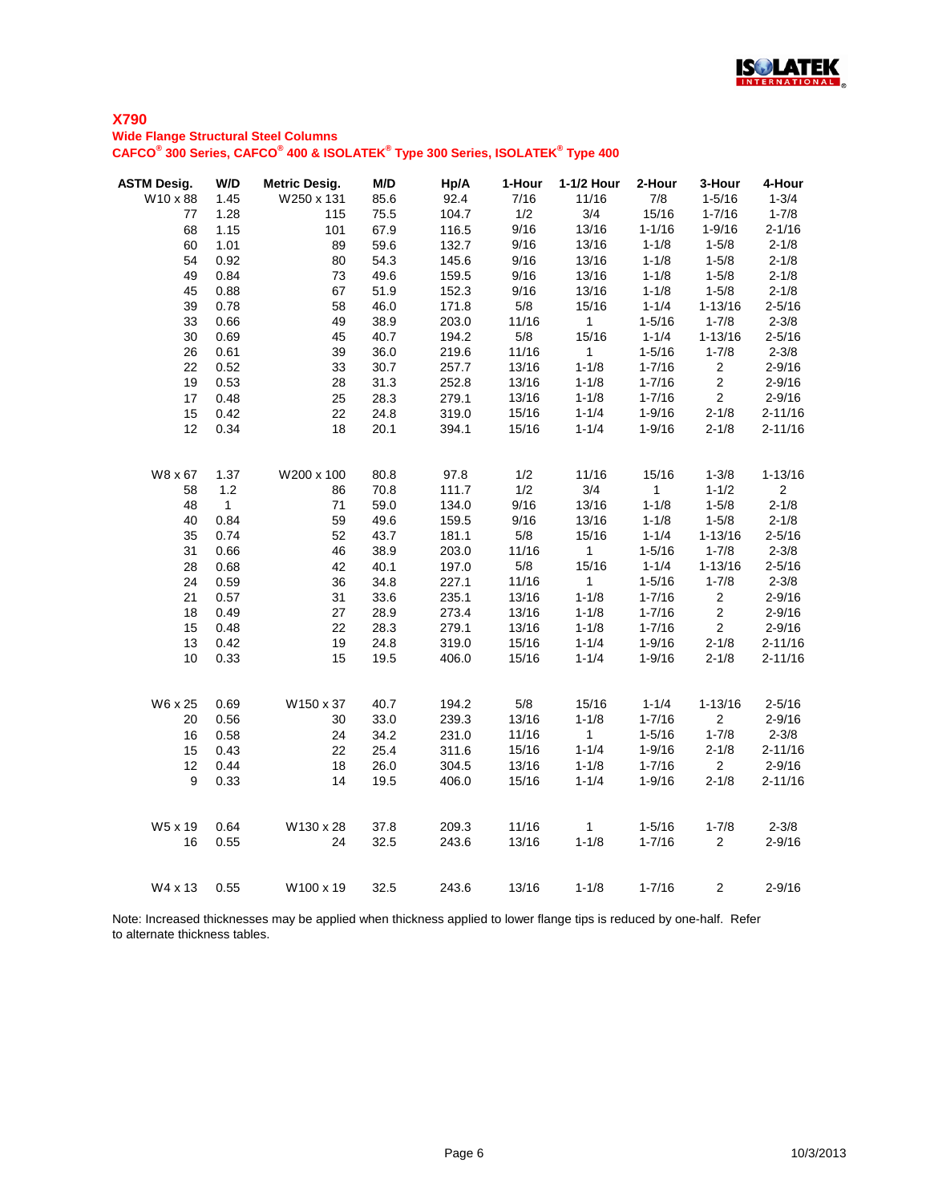## X790

### Wide Flange Structural Steel Columns

### CAFCO® 300 Series, CAFCO® 400 & ISOLATEK® Type 300 Series, ISOLATEK® Type 400

| ASTM Desig. | W/D | Metric Desig. | M/D | Hp/A | 1-Hour | 1-1/2 Hour | 2-Hour | 3-Hour | 4-Hour |
|---|---|---|---|---|---|---|---|---|---|
| W10 x 88 | 1.45 | W250 x 131 | 85.6 | 92.4 | 7/16 | 11/16 | 7/8 | 1-5/16 | 1-3/4 |
| 77 | 1.28 | 115 | 75.5 | 104.7 | 1/2 | 3/4 | 15/16 | 1-7/16 | 1-7/8 |
| 68 | 1.15 | 101 | 67.9 | 116.5 | 9/16 | 13/16 | 1-1/16 | 1-9/16 | 2-1/16 |
| 60 | 1.01 | 89 | 59.6 | 132.7 | 9/16 | 13/16 | 1-1/8 | 1-5/8 | 2-1/8 |
| 54 | 0.92 | 80 | 54.3 | 145.6 | 9/16 | 13/16 | 1-1/8 | 1-5/8 | 2-1/8 |
| 49 | 0.84 | 73 | 49.6 | 159.5 | 9/16 | 13/16 | 1-1/8 | 1-5/8 | 2-1/8 |
| 45 | 0.88 | 67 | 51.9 | 152.3 | 9/16 | 13/16 | 1-1/8 | 1-5/8 | 2-1/8 |
| 39 | 0.78 | 58 | 46.0 | 171.8 | 5/8 | 15/16 | 1-1/4 | 1-13/16 | 2-5/16 |
| 33 | 0.66 | 49 | 38.9 | 203.0 | 11/16 | 1 | 1-5/16 | 1-7/8 | 2-3/8 |
| 30 | 0.69 | 45 | 40.7 | 194.2 | 5/8 | 15/16 | 1-1/4 | 1-13/16 | 2-5/16 |
| 26 | 0.61 | 39 | 36.0 | 219.6 | 11/16 | 1 | 1-5/16 | 1-7/8 | 2-3/8 |
| 22 | 0.52 | 33 | 30.7 | 257.7 | 13/16 | 1-1/8 | 1-7/16 | 2 | 2-9/16 |
| 19 | 0.53 | 28 | 31.3 | 252.8 | 13/16 | 1-1/8 | 1-7/16 | 2 | 2-9/16 |
| 17 | 0.48 | 25 | 28.3 | 279.1 | 13/16 | 1-1/8 | 1-7/16 | 2 | 2-9/16 |
| 15 | 0.42 | 22 | 24.8 | 319.0 | 15/16 | 1-1/4 | 1-9/16 | 2-1/8 | 2-11/16 |
| 12 | 0.34 | 18 | 20.1 | 394.1 | 15/16 | 1-1/4 | 1-9/16 | 2-1/8 | 2-11/16 |
| W8 x 67 | 1.37 | W200 x 100 | 80.8 | 97.8 | 1/2 | 11/16 | 15/16 | 1-3/8 | 1-13/16 |
| 58 | 1.2 | 86 | 70.8 | 111.7 | 1/2 | 3/4 | 1 | 1-1/2 | 2 |
| 48 | 1 | 71 | 59.0 | 134.0 | 9/16 | 13/16 | 1-1/8 | 1-5/8 | 2-1/8 |
| 40 | 0.84 | 59 | 49.6 | 159.5 | 9/16 | 13/16 | 1-1/8 | 1-5/8 | 2-1/8 |
| 35 | 0.74 | 52 | 43.7 | 181.1 | 5/8 | 15/16 | 1-1/4 | 1-13/16 | 2-5/16 |
| 31 | 0.66 | 46 | 38.9 | 203.0 | 11/16 | 1 | 1-5/16 | 1-7/8 | 2-3/8 |
| 28 | 0.68 | 42 | 40.1 | 197.0 | 5/8 | 15/16 | 1-1/4 | 1-13/16 | 2-5/16 |
| 24 | 0.59 | 36 | 34.8 | 227.1 | 11/16 | 1 | 1-5/16 | 1-7/8 | 2-3/8 |
| 21 | 0.57 | 31 | 33.6 | 235.1 | 13/16 | 1-1/8 | 1-7/16 | 2 | 2-9/16 |
| 18 | 0.49 | 27 | 28.9 | 273.4 | 13/16 | 1-1/8 | 1-7/16 | 2 | 2-9/16 |
| 15 | 0.48 | 22 | 28.3 | 279.1 | 13/16 | 1-1/8 | 1-7/16 | 2 | 2-9/16 |
| 13 | 0.42 | 19 | 24.8 | 319.0 | 15/16 | 1-1/4 | 1-9/16 | 2-1/8 | 2-11/16 |
| 10 | 0.33 | 15 | 19.5 | 406.0 | 15/16 | 1-1/4 | 1-9/16 | 2-1/8 | 2-11/16 |
| W6 x 25 | 0.69 | W150 x 37 | 40.7 | 194.2 | 5/8 | 15/16 | 1-1/4 | 1-13/16 | 2-5/16 |
| 20 | 0.56 | 30 | 33.0 | 239.3 | 13/16 | 1-1/8 | 1-7/16 | 2 | 2-9/16 |
| 16 | 0.58 | 24 | 34.2 | 231.0 | 11/16 | 1 | 1-5/16 | 1-7/8 | 2-3/8 |
| 15 | 0.43 | 22 | 25.4 | 311.6 | 15/16 | 1-1/4 | 1-9/16 | 2-1/8 | 2-11/16 |
| 12 | 0.44 | 18 | 26.0 | 304.5 | 13/16 | 1-1/8 | 1-7/16 | 2 | 2-9/16 |
| 9 | 0.33 | 14 | 19.5 | 406.0 | 15/16 | 1-1/4 | 1-9/16 | 2-1/8 | 2-11/16 |
| W5 x 19 | 0.64 | W130 x 28 | 37.8 | 209.3 | 11/16 | 1 | 1-5/16 | 1-7/8 | 2-3/8 |
| 16 | 0.55 | 24 | 32.5 | 243.6 | 13/16 | 1-1/8 | 1-7/16 | 2 | 2-9/16 |
| W4 x 13 | 0.55 | W100 x 19 | 32.5 | 243.6 | 13/16 | 1-1/8 | 1-7/16 | 2 | 2-9/16 |

Note: Increased thicknesses may be applied when thickness applied to lower flange tips is reduced by one-half. Refer to alternate thickness tables.